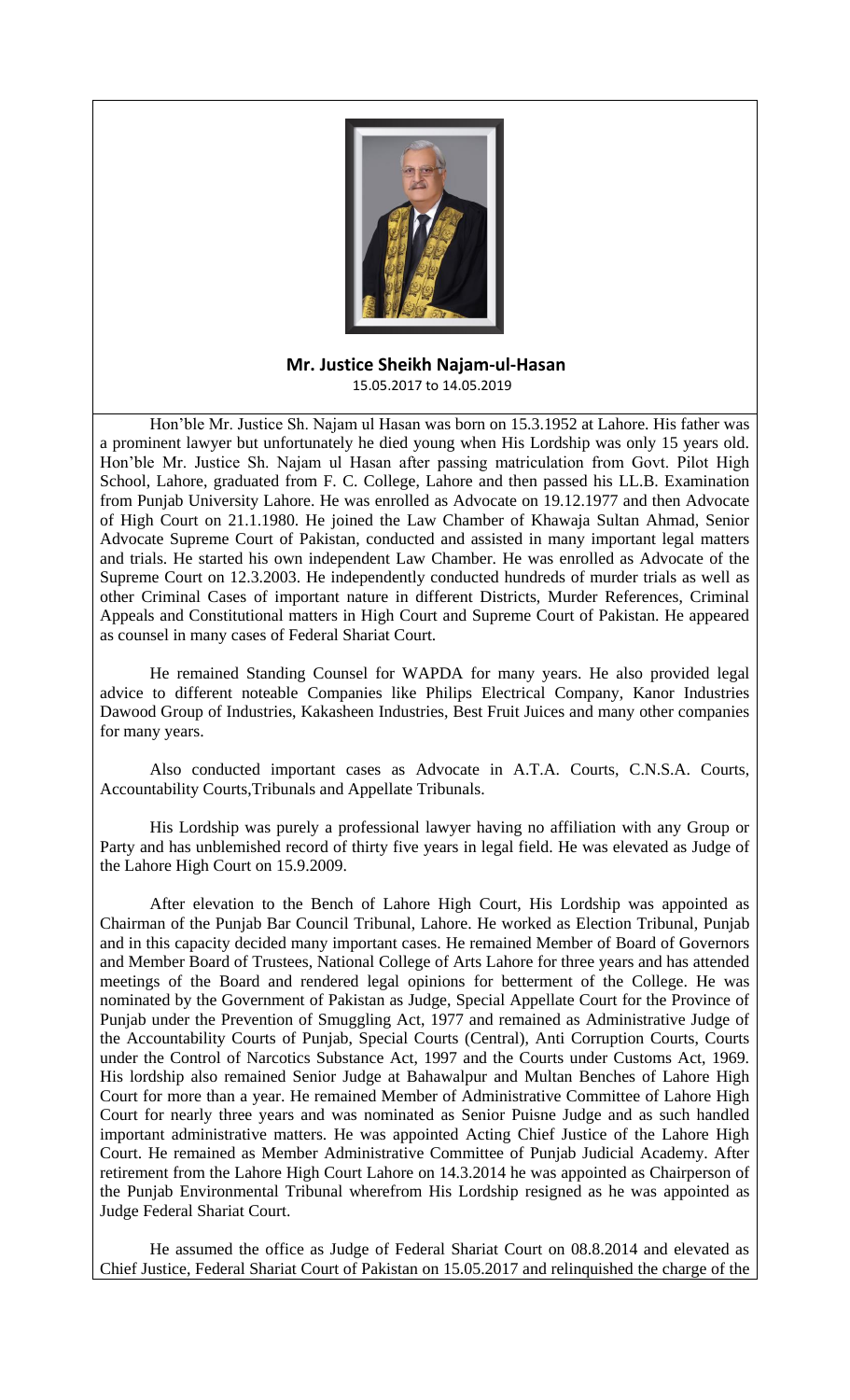**Mr. Justice Sheikh Najam-ul-Hasan**
15.05.2017 to 14.05.2019

Hon'ble Mr. Justice Sh. Najam ul Hasan was born on 15.3.1952 at Lahore. His father was a prominent lawyer but unfortunately he died young when His Lordship was only 15 years old. Hon'ble Mr. Justice Sh. Najam ul Hasan after passing matriculation from Govt. Pilot High School, Lahore, graduated from F. C. College, Lahore and then passed his LL.B. Examination from Punjab University Lahore. He was enrolled as Advocate on 19.12.1977 and then Advocate of High Court on 21.1.1980. He joined the Law Chamber of Khawaja Sultan Ahmad, Senior Advocate Supreme Court of Pakistan, conducted and assisted in many important legal matters and trials. He started his own independent Law Chamber. He was enrolled as Advocate of the Supreme Court on 12.3.2003. He independently conducted hundreds of murder trials as well as other Criminal Cases of important nature in different Districts, Murder References, Criminal Appeals and Constitutional matters in High Court and Supreme Court of Pakistan. He appeared as counsel in many cases of Federal Shariat Court.

He remained Standing Counsel for WAPDA for many years. He also provided legal advice to different noteable Companies like Philips Electrical Company, Kanor Industries Dawood Group of Industries, Kakasheen Industries, Best Fruit Juices and many other companies for many years.

Also conducted important cases as Advocate in A.T.A. Courts, C.N.S.A. Courts, Accountability Courts,Tribunals and Appellate Tribunals.

His Lordship was purely a professional lawyer having no affiliation with any Group or Party and has unblemished record of thirty five years in legal field. He was elevated as Judge of the Lahore High Court on 15.9.2009.

After elevation to the Bench of Lahore High Court, His Lordship was appointed as Chairman of the Punjab Bar Council Tribunal, Lahore. He worked as Election Tribunal, Punjab and in this capacity decided many important cases. He remained Member of Board of Governors and Member Board of Trustees, National College of Arts Lahore for three years and has attended meetings of the Board and rendered legal opinions for betterment of the College. He was nominated by the Government of Pakistan as Judge, Special Appellate Court for the Province of Punjab under the Prevention of Smuggling Act, 1977 and remained as Administrative Judge of the Accountability Courts of Punjab, Special Courts (Central), Anti Corruption Courts, Courts under the Control of Narcotics Substance Act, 1997 and the Courts under Customs Act, 1969. His lordship also remained Senior Judge at Bahawalpur and Multan Benches of Lahore High Court for more than a year. He remained Member of Administrative Committee of Lahore High Court for nearly three years and was nominated as Senior Puisne Judge and as such handled important administrative matters. He was appointed Acting Chief Justice of the Lahore High Court. He remained as Member Administrative Committee of Punjab Judicial Academy. After retirement from the Lahore High Court Lahore on 14.3.2014 he was appointed as Chairperson of the Punjab Environmental Tribunal wherefrom His Lordship resigned as he was appointed as Judge Federal Shariat Court.

He assumed the office as Judge of Federal Shariat Court on 08.8.2014 and elevated as Chief Justice, Federal Shariat Court of Pakistan on 15.05.2017 and relinquished the charge of the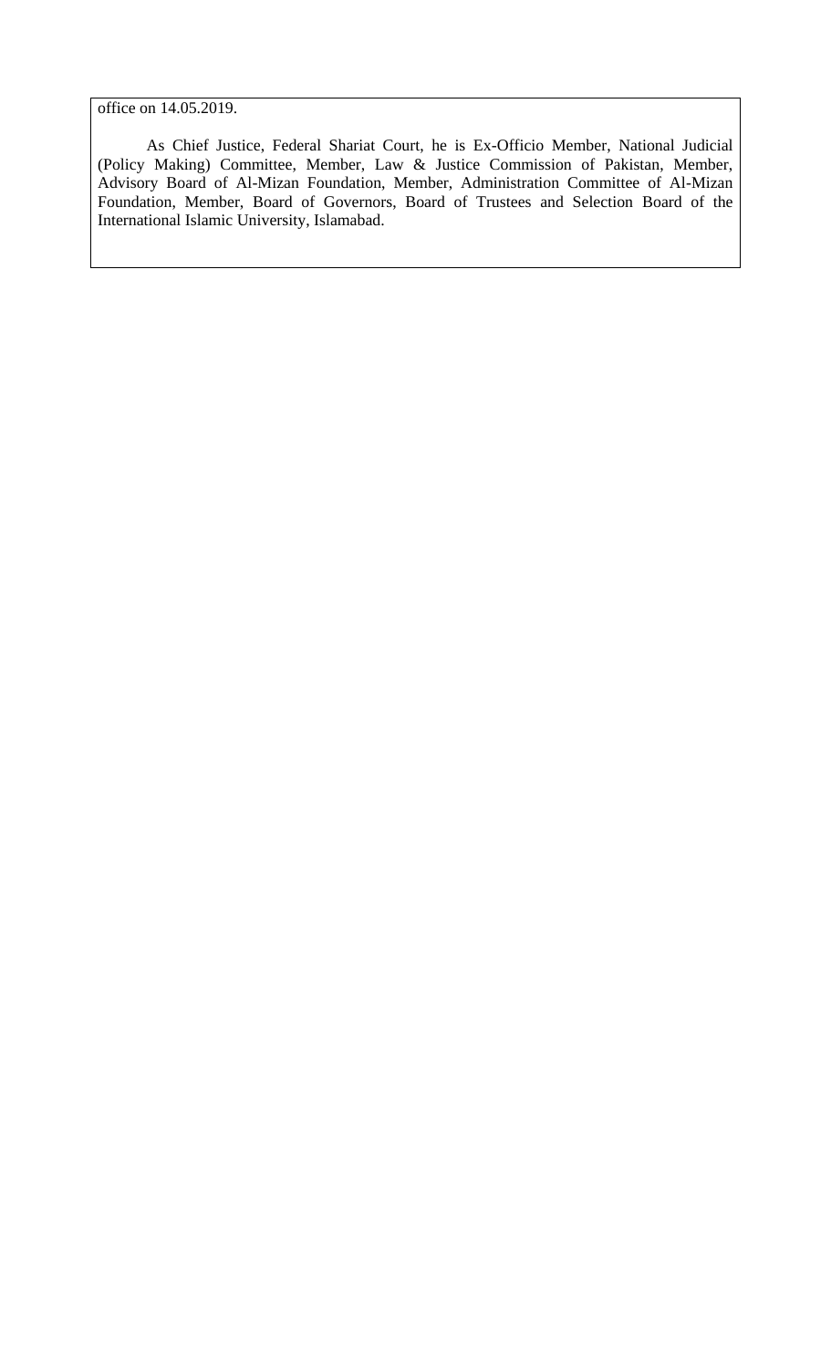office on 14.05.2019.

As Chief Justice, Federal Shariat Court, he is Ex-Officio Member, National Judicial (Policy Making) Committee, Member, Law & Justice Commission of Pakistan, Member, Advisory Board of Al-Mizan Foundation, Member, Administration Committee of Al-Mizan Foundation, Member, Board of Governors, Board of Trustees and Selection Board of the International Islamic University, Islamabad.